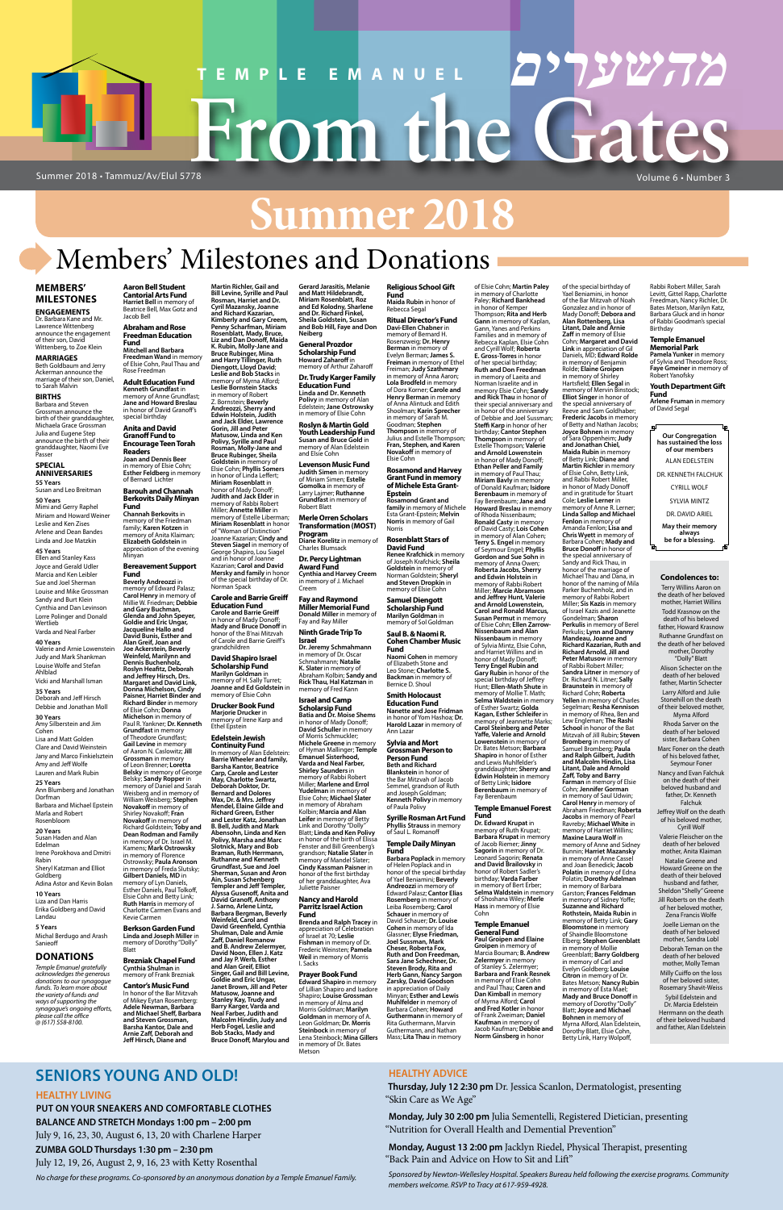# TEMPLE EMANUEL

# מהשערים

# From the Gates

Summer 2018 • Tammuz/Av/Elul 5778

Volume 6 • Number 3

# Summer 2018

## Members' Milestones and Donations

### MEMBERS' MILESTONES

**ENGAGEMENTS**

Dr. Barbara Kane and Mr. Lawrence Wittenberg announce the engagement of their son, David Wittenberg, to Zoe Klein

**MARRIAGES**

Beth Goldbaum and Jerry Ackerman announce the marriage of their son, Daniel, to Sarah Malvin

**BIRTHS**

Barbara and Steven Grossman announce the birth of their granddaughter, Michaela Grace Grossman

Julia and Eugene Step announce the birth of their granddaughter, Naomi Eve Passer

**SPECIAL ANNIVERSARIES**

**55 Years**

Susan and Leo Breitman

**50 Years**

Mimi and Gerry Raphel
Miriam and Howard Weiner
Leslie and Ken Zises
Arlene and Dean Bandes
Linda and Joe Matzkin

**45 Years**

Ellen and Stanley Kass
Joyce and Gerald Udler
Marcia and Ken Leibler
Sue and Joel Sherman
Louise and Mike Grossman
Sandy and Burt Klein
Cynthia and Dan Levinson
Lorre Polinger and Donald Wertlieb
Varda and Neal Farber

**40 Years**

Valerie and Arnie Lowenstein
Judy and Mark Shankman
Louise Wolfe and Stefan Ahlblad
Vicki and Marshall Isman

**35 Years**

Deborah and Jeff Hirsch
Debbie and Jonathan Moll

**30 Years**

Amy Silberstein and Jim Cohen
Lisa and Matt Golden
Clare and David Weinstein
Jany and Marco Finkielsztein
Amy and Jeff Wolfe
Lauren and Mark Rubin

**25 Years**

Ann Blumberg and Jonathan Dorfman
Barbara and Michael Epstein
Marla and Robert Rosenbloom

**20 Years**

Susan Haden and Alan Edelman
Irene Porokhova and Dmitri Rabin
Sheryl Katzman and Elliot Goldberg
Adina Astor and Kevin Bolan

**10 Years**

Liza and Dan Harris
Erika Goldberg and David Landau

**5 Years**

Michal Berdugo and Arash Sanieoff

### DONATIONS

*Temple Emanuel gratefully acknowledges the generous donations to our synagogue funds. To learn more about the variety of funds and ways of supporting the synagogue's ongoing efforts, please call the office @ (617) 558-8100.*

**Aaron Bell Student Cantorial Arts Fund**
**Harriet Bell** in memory of Beatrice Bell, Max Gotz and Jacob Bell

**Abraham and Rose Freedman Education Fund**
**Mitchell and Barbara Freedman Wand** in memory of Elsie Cohn, Paul Thau and Rose Freedman

**Adult Education Fund**
**Kenneth Grundfast** in memory of Anne Grundfast; **Jane and Howard Breslau** in honor of David Granoff's special birthday

**Anita and David Granoff Fund to Encourage Teen Torah Readers**
**Joan and Dennis Beer** in memory of Elsie Cohn; **Esther Feldberg** in memory of Bernard Lichter

**Barouh and Channah Berkovits Daily Minyan Fund**
**Channah Berkovits** in memory of the Friedman family; **Karen Kotzen** in memory of Anita Klaiman; **Elizabeth Goldstein** in appreciation of the evening Minyan

**Bereavement Support Fund**
**Beverly Andreozzi** in memory of Edward Palasz; **Carol Henry** in memory of Millie W. Friedman; **Debbie and Gary Buchman, Glenda and John Speyer, Goldie and Eric Ungar, Jacqueline Hallo and David Bunis, Esther and Alan Greif, Joan and Joe Ackerstein, Beverly Weinfeld, Marilyn and Dennis Buchenholz, Roslyn Heafitz, Deborah and Jeffrey Hirsch, Drs. Margaret and David Link, Donna Michelson, Cindy Paisner, Harriet Binder and Richard Binder** in memory of Elsie Cohn; **Donna Michelson** in memory of Paul R. Yankner; **Dr. Kenneth Grundfast** in memory of Theodore Grundfast; **Gail Levine** in memory of Aaron N. Caslowitz; **Jill Grossman** in memory of Leon Brenner; **Loretta Belsky** in memory of George Belsky; **Sandy Ropper** in memory of Daniel and Sarah Weisberg and in memory of William Weisberg; **Stephen Novakoff** in memory of Shirley Novakoff; **Fran Novakoff** in memory of Richard Goldstein; **Toby and Dean Rodman and Family** in memory of Dr. Israel M. Kamens; **Mark Ostrowsky** in memory of Florence Ostrowsky; **Paula Aronson** in memory of Freda Slutsky; **Gilbert Daniels, MD** in memory of Lyn Daniels, Esther Daniels, Paul Tolkoff, Elsie Cohn and Betty Link; **Ruth Harris** in memory of Charlotte Carmen Evans and Kevie Carmen

**Berkson Garden Fund**
**Linda and Joseph Miller** in memory of Dorothy "Dolly" Blatt

**Brezniak Chapel Fund**
**Cynthia Shulman** in memory of Frank Brezniak

**Cantor's Music Fund**
In honor of the Mitzvah of Mikey Eytan Rosenberg: **Adele Newman, Barbara and Michael Shefi, Barbara and Steven Grossman, Barsha Kantor, Dale and Arnie Zaff, Deborah and Jeff Hirsch, Diane and Martin Richler, Gail and Bill Levine, Syrille and Paul Rosman, Harriet and Dr. Cyril Mazansky, Joanne and Richard Kazarian, Kimberly and Gary Creem, Penny Scharfman, Miriam Rosenblatt, Mady, Bruce, Liz and Dan Donoff, Maida K. Rubin, Molly-Jane and Bruce Rubinger, Mina and Harry Tillinger, Ruth Diengott, Lloyd David; Leslie and Bob Stacks** in memory of Myrna Alford; **Leslie Bornstein Stacks** in memory of Robert Z. Bornstein; **Beverly Andreozzi, Sherry and Edwin Holstein, Judith and Jack Elder, Lawrence Gorin, Jill and Peter Matusow, Linda and Ken Polivy, Syrille and Paul Rosman, Molly-Jane and Bruce Rubinger, Sheila Goldstein** in memory of Elsie Cohn; **Phyllis Somers** in honor of Linda Leffert; **Miriam Rosenblatt** in honor of Mady Donoff; **Judith and Jack Elder** in memory of Rabbi Robert Miller; **Annette Miller** in memory of Estelle Liberman; **Miriam Rosenblatt** in honor of "Woman of Distinction" Joanne Kazarian; **Cindy and Steven Siegel** in memory of George Shapiro, Lou Siegel and in honor of Joanne Kazarian; **Carol and David Mersky and family** in honor of the special birthday of Dr. Norman Spack

**Carole and Barrie Greiff Education Fund**
**Carole and Barrie Greiff** in honor of Mady Donoff; **Mady and Bruce Donoff** in honor of the B'nai Mitzvah of Carole and Barrie Greiff's grandchildren

**David Shapiro Israel Scholarship Fund**
**Marilyn Goldman** in memory of H. Sally Turret; **Joanne and Ed Goldstein** in memory of Elsie Cohn

**Drucker Book Fund**
**Marjorie Drucker** in memory of Irene Kaye and Ethel Epstein

**Edelstein Jewish Continuity Fund**
In memory of Alan Edelstein: **Barrie Wheeler and family, Barsha Kantor, Beatrice Carp, Carole and Lester May, Charlotte Swartz, Deborah Doktor, Dr. Bernard and Dolores Wax, Dr. & Mrs. Jeffrey Mendel, Elaine Gilde and Richard Green, Esther and Lester Katz, Jonathan B. Bell, Judith and Mark Abensohn, Linda and Ken Polivy, Marsha and Marc Slotnick, Mary and Bob Braman, Ruth Herrmann, Ruthanne and Kenneth Grundfast, Sue and Joel Sherman, Susan and Aron Ain, Susan Scheinberg Templer and Jeff Templer, Alyssa Gusenoff, Anita and David Granoff, Anthony J. Sarno, Arlene Lintz, Barbara Bergman, Beverly Weinfeld, Carol and David Greenfield, Cynthia Shulman, Dale and Arnie Zaff, Daniel Romanow and B. Andrew Zelermyer, David Noon, Ellen J. Katz and Jay P. Werb, Esther and Alan Greif, Ginny Singer, Gail and Bill Levine, Goldie and Eric Ungar, Janet Brown, Jill and Peter Matusow, Joanne and Stanley Kay, Trudy and Barry Karger, Varda and Neal Farber, Judith and Malcolm Hindin, Judy and Herb Fogel, Leslie and Bob Stacks, Mady and Bruce Donoff, Marylou and Gerard Jarasitis, Melanie and Matt Hildebrandt, Miriam Rosenblatt, Roz and Ed Kolodny, Sharlene and Dr. Richard Finkel, Sheila Goldstein, Susan and Bob Hill, Faye and Don Neiberg**

**General Prozdor Scholarship Fund**
**Harold Zarkoff** in memory of Arthur Zaharoff

**Dr. Trudy Karger Family Education Fund**
**Linda and Dr. Kenneth Polivy** in memory of Alan Edelstein; **Jane Ostrowsky** in memory of Elsie Cohn

**Roslyn & Martin Gold Youth Leadership Fund**
**Susan and Bruce Gold** in memory of Alan Edelstein and Elsie Cohn

**Levenson Music Fund**
**Judith Simon** in memory of Miriam Simen; **Estelle Gomolka** in memory of Larry Lajmer; **Ruthanne Grundfast** in memory of Robert Blatt

**Merle Orren Scholars Transformation (MOST) Program**
**Diane Koralitz** in memory of Charles Blumsak

**Dr. Percy Lightman Award Fund**
**Cynthia and Harvey Creem** in memory of J. Michael Creem

**Fay and Raymond Miller Memorial Fund**
**Donald Miller** in memory of Fay and Ray Miller

**Ninth Grade Trip To Israel**
**Dr. Jeremy Schmahmann** in memory of Dr. Oscar Schmahmann; **Natalie K. Slater** in memory of Abraham Kolbin; **Sandy and Rick Thau, Hal Katzman** in memory of Fred Kann

**Israel and Camp Scholarship Fund**
**Batia and Dr. Moise Shems** in honor of Mady Donoff; **David Schuller** in memory of Morris Schmuckler; **Michele Greene** in memory of Hyman Mallinger; **Temple Emanuel Sisterhood, Varda and Neal Farber, Shirley Saunders** in memory of Rabbi Robert Miller; **Marlene and Errol Yudelman** in memory of Elsie Cohn; **Michael Slater** in memory of Abraham Kolbin; **Marcia and Alan Leifer** in memory of Betty Link and Dorothy "Dolly" Blatt; **Linda and Ken Polivy** in honor of the birth of Elissa Frenier and Bill Greenberg's grandson; **Natalie Slater** in memory of Mandel Slater; **Cindy Kassman Paisner** in honor of the first birthday of her granddaughter, Ava Juliette Paisner

**Nancy and Harold Parritz Israel Action Fund**
**Brenda and Ralph Tracey** in appreciation of Celebration of Israel at 70; **Leslie Fishman** in memory of Dr. Frederic Weinstein; **Pamela Weil** in memory of Morris I. Sacks

**Prayer Book Fund**
**Edward Shapiro** in memory of Lillian Shapiro and Isadore Shapiro; **Louise Grossman** in memory of Alma and Morris Goldman; **Marilyn Goldman** in memory of A. Leon Goldman; **Dr. Morris Steinbock** in memory of Lena Steinbock; **Mina Gillers** in memory of Dr. Bates Metson

**Religious School Gift Fund**
**Maida Rubin** in honor of Rebecca Segal

**Ritual Director's Fund**
**Davi-Ellen Chabner** in memory of Bernard H. Rosenzweig; **Dr. Henry Berman** in memory of Evelyn Berman; **James S. Freiman** in memory of Ethel Freiman; **Judy Szathmary** in memory of Anna Aaron; **Lola Brodfeld** in memory of Anna Alintuck and Edith Shoolman; **Karin Sprecher** in memory of Sarah M. Goodman; **Stephen Thompson** in memory of Julius and Estelle Thompson; **Fran, Stephen, and Karen Novakoff** in memory of Elsie Cohn

**Rosamond and Harvey Grant Fund in memory of Michele Esta Grant-Epstein**
**Rosamond Grant and family** in memory of Michele Esta Grant-Epstein; **Melvin Norris** in memory of Gail Norris

**Rosenblatt Stars of David Fund**
**Renee Krafchick** in memory of Joseph Krafchick; **Sheila Goldstein** in memory of Norman Goldstein; **Sheryl and Steven Dropkin** in memory of Elsie Cohn

**Samuel Diengott Scholarship Fund**
**Marilyn Goldman** in memory of Sol Goldman

**Saul B. & Naomi R. Cohen Chamber Music Fund**
**Naomi Cohen** in memory of Elizabeth Stone and Leo Stone; **Charlotte S. Backman** in memory of Bernice D. Shoul

**Smith Holocaust Education Fund**
**Nanette and Jose Fridman** in honor of Yom Hashoa; **Dr. Harold Lazar** in memory of Ann Lazar

**Sylvia and Mort Grossman Person to Person Fund**
**Beth and Richard Blankstein** in honor of the Bar Mitzvah of Jacob Semmel, grandson of Ruth and Joseph Goldman; **Kenneth Polivy** in memory of Paula Polivy

**Syrille Rosman Art Fund**
**Phyllis Strauss** in memory of Saul L. Romanoff

**Temple Daily Minyan Fund**
**Barbara Poplack** in memory of Helen Poplack and in honor of the special birthday of Yael Beniamini; **Beverly Andreozzi** in memory of Edward Palasz; **Cantor Elias Rosemberg** in memory of Leiba Rosemberg; **Carol Schauer** in memory of David Schauer; **Dr. Louise Cohen** in memory of Ida Glassner; **Elyse Friedman, Joel Sussman, Mark Cheser, Roberta Fox, Ruth and Don Freedman, Sara Jane Schechner, Dr. Steven Brody, Rita and Herb Gann, Nancy Sargon Zarsky, David Goodson** in appreciation of Daily Minyan; **Esther and Lewis Muhlfelder** in memory of Barbara Cohen; **Howard Guthermann** in memory of Rita Guthermann, Marvin Guthermann, and Nathan Mass; **Lita Thau** in memory of Elsie Cohn; **Martin Paley** in memory of Charlotte Paley; **Richard Bankhead** in honor of Kemper Thompson; **Rita and Herb Gann** in memory of Kaplan, Gann, Yanes and Perkins Families and in memory of Rebecca Kaplan, Elsie Cohn and Cyrill Wolf; **Roberta E. Gross-Torres** in honor of her special birthday; **Ruth and Don Freedman** in memory of Elsie Cohn; **Sandy and Rick Thau** in honor of their special anniversary and in honor of the anniversary of Debbie and Joel Sussman; **Steffi Karp** in honor of her birthday; **Cantor Stephen Thompson** in memory of Estelle Thompson; **Valerie and Arnold Lowenstein** in honor of Mady Donoff; **Ethan Peller and Family** in memory of Paul Thau; **Miriam Bavly** in memory of Donald Kaufman; **Isidore Berenbaum** in memory of Fay Berenbaum; **Jane and Howard Breslau** in memory of Rhoda Nissenbaum; **Ronald Casty** in memory of David Casty; **Lois Cohen** in memory of Alan Cohen; **Terry S. Engel** in memory of Seymour Engel; **Phyllis Gordon and Sue Sohn** in memory of Anna Owen; **Roberta Jacobs, Sherry and Edwin Holstein** in memory of Rabbi Robert Miller; **Marcie Abramson and Jeffrey Hunt, Valerie and Arnold Lowenstein, Carol and Ronald Marcus, Susan Permut** in memory of Elsie Cohn; **Ellen Zarrow-Nissenbaum and Alan Nissenbaum** in memory of Sylvia Mintz, Elsie Cohn, and Harriet Willins and in honor of Mady Donoff; **Terry Engel Rubin and Gary Rubin** in honor of the special birthday of Jeffrey Hunt; **Ellen-Math Shute** in memory of Mollie T. Math; **Selma Waldstein** in memory of Esther Swartz; **Golda Kagan, Esther Schleifer** in memory of Jeannette Marks; **Carol Steinberg and Peter Yaffe, Valerie and Arnold Lowenstein** in honor of Dr. Bates Metson; **Barbara Shapiro** in honor of Esther and Lewis Muhlfelder's granddaughter; **Sherry and Edwin Holstein** in memory of Betty Link; **Isidore Berenbaum** in memory of Fay Berenbaum

**Temple Emanuel Forest Fund**
**Dr. Edward Krupat** in memory of Ruth Krupat; **Barbara Krupat** in memory of Jacob Riemer; **Jinny Sagorin** in memory of Dr. Leonard Sagorin; **Renata and David Brailovsky** in honor of Robert Sadler's birthday; **Varda Farber** in memory of Bert Erber; **Selma Waldstein** in memory of Shoshana Wiley; **Merle Hass** in memory of Elsie Cohn

**Temple Emanuel General Fund**
**Paul Groipen and Elaine Groipen** in memory of Marcia Bouman; **B. Andrew Zelermyer** in memory of Stanley S. Zelermyer; **Barbara and Frank Resnek** in memory of Elsie Cohn and Paul Thau; **Caren and Dan Kimball** in memory of Myrna Alford; **Carol and Fred Kotler** in honor of Frank Zeeman; **Daniel Kaufman** in memory of Jacob Kaufman; **Debbie and Norm Ginsberg** in honor of the special birthday of Yael Beniamini, in honor of the Bar Mitzvah of Noah Gonzalez and in honor of Mady Donoff; **Debora and Alan Rottenberg, Lisa Litant, Dale and Arnie Zaff** in memory of Elsie Cohn; **Margaret and David Link** in appreciation of Gil Daniels, MD; **Edward Rolde** in memory of Benjamin Rolde; **Elaine Groipen** in memory of Shirley Harshfield; **Ellen Segal** in memory of Mervin Binstock; **Elliot Singer** in honor of the special anniversary of Reeve and Sam Goldhaber; **Frederic Jacobs** in memory of Betty and Nathan Jacobs; **Joyce Bohnen** in memory of Sara Oppenheim; **Judy and Jonathan Chiel, Maida Rubin** in memory of Betty Link; **Diane and Martin Richler** in memory of Elsie Cohn, Betty Link, and Rabbi Robert Miller, in honor of Mady Donoff and in gratitude for Stuart Cole; **Leslie Lerner** in memory of Anne R. Lerner; **Linda Sallop and Michael Fenlon** in memory of Amanda Fenlon; **Lisa and Chris Wyett** in memory of Barbara Cohen; **Mady and Bruce Donoff** in honor of the special anniversary of Sandy and Rick Thau, in honor of the marriage of Michael Thau and Dana, in honor of the naming of Mila Parker Buchenholz, and in memory of Rabbi Robert Miller; **Sis Kazis** in memory of Israel Kazis and Jeanette Gondelman; **Sharon Perkulis** in memory of Berel Perkulis; **Lynn and Danny Mandeau, Joanne and Richard Kazarian, Ruth and Richard Arnold, Jill and Peter Matusow** in memory of Rabbi Robert Miller; **Sandra Litner** in memory of Dr. Richard N. Litner; **Sally Braunstein** in memory of Richard Cohn; **Roberta Yellen** in memory of Charles Segelman; **Resha Kennison** in memory of Rhea, Ben and Lew Englehart; **The Rashi School** in honor of the Bat Mitzvah of Jill Rubin; **Steven Bromberg** in memory of Samuel Bromberg; **Paula and Ralph Gilbert, Judith and Malcolm Hindin, Lisa Litant, Dale and Arnold Zaff, Toby and Barry Farman** in memory of Elsie Cohn; **Jennifer Gorman** in memory of Saul Udwin; **Carol Henry** in memory of Abraham Friedman; **Roberta Jacobs** in memory of Pearl Raverby; **Michael White** in memory of Harriet Willins; **Maxine Laura Wolf** in memory of Anne and Sidney Bunnin; **Harriet Mazansky** in memory of Anne Cassel and Joan Benedick; **Jacob Polatin** in memory of Edna Polatin; **Dorothy Adelman** in memory of Barbara Garston; **Frances Feldman** in memory of Sidney Yoffe; **Suzanne and Richard Rothstein, Maida Rubin** in memory of Betty Link; **Gary Bloomstone** in memory of Shandle Bloomstone Elberg; **Stephen Greenblatt** in memory of Mollie Greenblatt; **Barry Goldberg** in memory of Carl and Evelyn Goldberg; **Louise Citron** in memory of Dr. Bates Metson; **Nancy Rubin** in memory of Esta Mael; **Mady and Bruce Donoff** in memory of Dorothy "Dolly" Blatt; **Joyce and Michael Bohnen** in memory of Myrna Alford, Alan Edelstein, Dorothy Blatt, Elsie Cohn, Betty Link, Harry Wolpoff, Rabbi Robert Miller, Sarah Levitt, Gittel Rapp, Charlotte Freedman, Nancy Richler, Dr. Bates Metson, Marilyn Katz, Barbara Gluck and in honor of Rabbi Goodman's special Birthday

**Temple Emanuel Memorial Park**
**Pamela Yunker** in memory of Sylvia and Theodore Ross; **Faye Gmeiner** in memory of Robert Yanofsky

**Youth Department Gift Fund**
**Arlene Fruman** in memory of David Segal

**Our Congregation has sustained the loss of our members**

ALAN EDELSTEIN
DR. KENNETH FALCHUK
CYRILL WOLF
SYLVIA MINTZ
DR. DAVID ARIEL

**May their memory always be for a blessing.**

**Condolences to:**

Terry Willins Aaron on the death of her beloved mother, Harriet Willins

Todd Krasnow on the death of his beloved father, Howard Krasnow

Ruthanne Grundfast on the death of her beloved mother, Dorothy "Dolly" Blatt

Alison Schecter on the death of her beloved father, Martin Schecter

Larry Alford and Julie Stonehill on the death of their beloved mother, Myrna Alford

Rhoda Sarver on the death of her beloved sister, Barbara Cohen

Marc Foner on the death of his beloved father, Seymour Foner

Nancy and Evan Falchuk on the death of their beloved husband and father, Dr. Kenneth Falchuk

Jeffrey Wolf on the death of his beloved mother, Cyrill Wolf

Valerie Fleischer on the death of her beloved mother, Anita Klaiman

Natalie Greene and Howard Greene on the death of their beloved husband and father, Sheldon "Shelly" Greene

Jill Roberts on the death of her beloved mother, Zena Francis Wolfe

Joelle Lieman on the death of her beloved mother, Sandra Lobl

Deborah Teman on the death of her beloved mother, Molly Teman

Milly Cuiffo on the loss of her beloved sister, Rosemary Shavit-Weiss

Sybil Edelstein and Dr. Marcia Edelstein Herrmann on the death of their beloved husband and father, Alan Edelstein

## SENIORS YOUNG AND OLD!

### HEALTHY LIVING

**PUT ON YOUR SNEAKERS AND COMFORTABLE CLOTHES**

**BALANCE AND STRETCH Mondays 1:00 pm – 2:00 pm**
July 9, 16, 23, 30, August 6, 13, 20 with Charlene Harper

**ZUMBA GOLD Thursdays 1:30 pm – 2:30 pm**
July 12, 19, 26, August 2, 9, 16, 23 with Ketty Rosenthal

*No charge for these programs. Co-sponsored by an anonymous donation by a Temple Emanuel Family.*

### HEALTHY ADVICE

**Thursday, July 12 2:30 pm** Dr. Jessica Scanlon, Dermatologist, presenting "Skin Care as We Age"

**Monday, July 30 2:00 pm** Julia Sementelli, Registered Dietician, presenting "Nutrition for Overall Health and Demential Prevention"

**Monday, August 13 2:00 pm** Jacklyn Riedel, Physical Therapist, presenting "Back Pain and Advice on How to Sit and Lift"

*Sponsored by Newton-Wellesley Hospital. Speakers Bureau held following the exercise programs. Community members welcome. RSVP to Tracy at 617-959-4928.*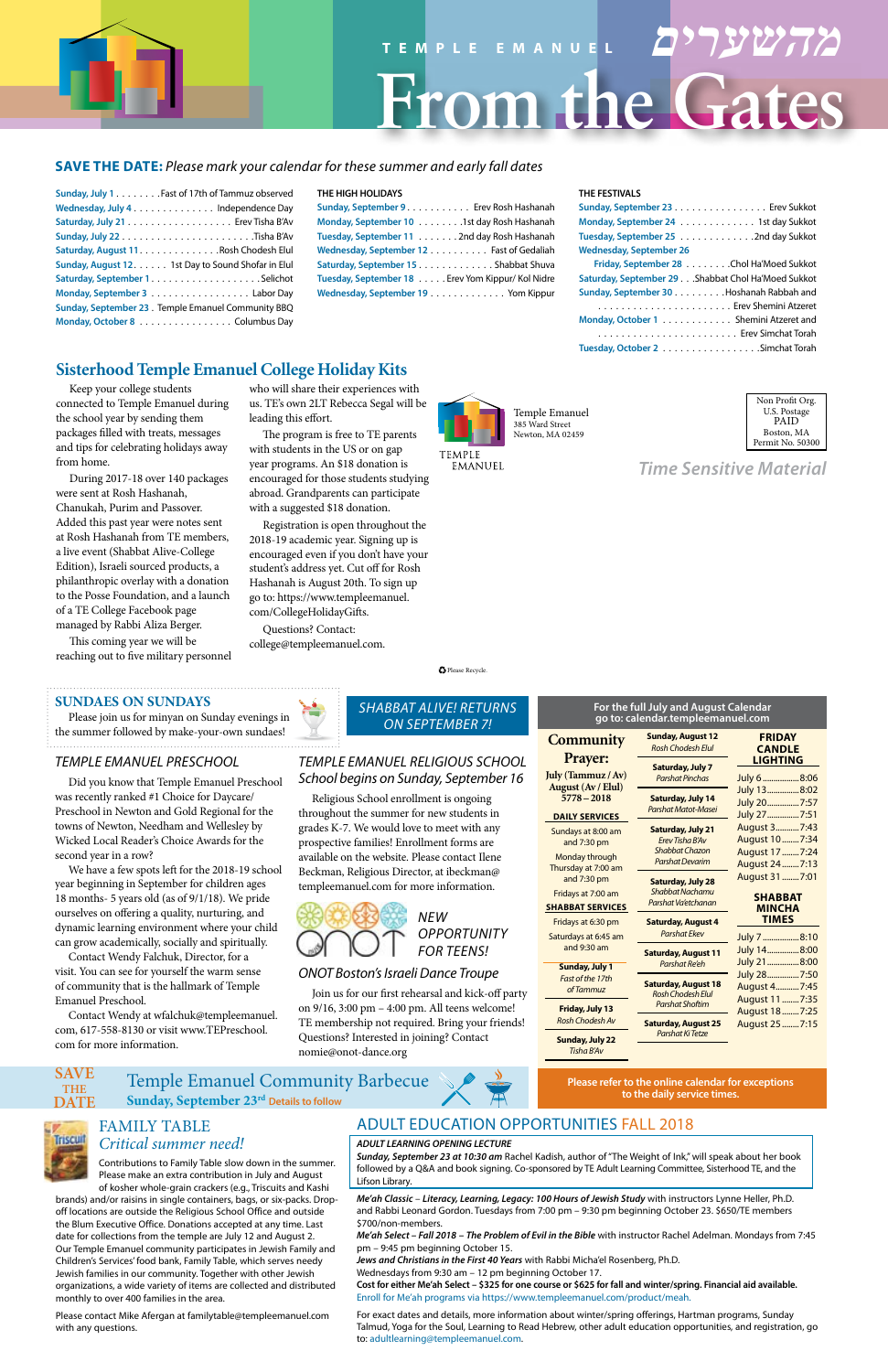# TEMPLE EMANUEL מהשערים From the Gates

**SAVE THE DATE:** *Please mark your calendar for these summer and early fall dates*

Sunday, July 1 . . . . . . . .Fast of 17th of Tammuz observed
Wednesday, July 4 . . . . . . . . . . . . . . . Independence Day
Saturday, July 21 . . . . . . . . . . . . . . . . . . . Erev Tisha B'Av
Sunday, July 22 . . . . . . . . . . . . . . . . . . . . . . . .Tisha B'Av
Saturday, August 11. . . . . . . . . . . . . . .Rosh Chodesh Elul
Sunday, August 12. . . . . . . 1st Day to Sound Shofar in Elul
Saturday, September 1. . . . . . . . . . . . . . . . . . . . .Selichot
Monday, September 3 . . . . . . . . . . . . . . . . . . . Labor Day
Sunday, September 23 . Temple Emanuel Community BBQ
Monday, October 8 . . . . . . . . . . . . . . . . . Columbus Day

**THE HIGH HOLIDAYS**

Sunday, September 9 . . . . . . . . . . . Erev Rosh Hashanah
Monday, September 10 . . . . . . . .1st day Rosh Hashanah
Tuesday, September 11 . . . . . . .2nd day Rosh Hashanah
Wednesday, September 12 . . . . . . . . . . Fast of Gedaliah
Saturday, September 15 . . . . . . . . . . . . . Shabbat Shuva
Tuesday, September 18 . . . . . Erev Yom Kippur/ Kol Nidre
Wednesday, September 19 . . . . . . . . . . . . . Yom Kippur

**THE FESTIVALS**

Sunday, September 23 . . . . . . . . . . . . . . . . . Erev Sukkot
Monday, September 24 . . . . . . . . . . . . . 1st day Sukkot
Tuesday, September 25 . . . . . . . . . . . . .2nd day Sukkot
Wednesday, September 26
Friday, September 28 . . . . . . . .Chol Ha'Moed Sukkot
Saturday, September 29 . . . .Shabbat Chol Ha'Moed Sukkot
Sunday, September 30 . . . . . . . . .Hoshanah Rabbah and . . . . . . . . . . . . . . . . . . . . . . . Erev Shemini Atzeret
Monday, October 1 . . . . . . . . . . . . Shemini Atzeret and . . . . . . . . . . . . . . . . . . . . . . . . Erev Simchat Torah
Tuesday, October 2 . . . . . . . . . . . . . . . . . .Simchat Torah

## Sisterhood Temple Emanuel College Holiday Kits

Keep your college students connected to Temple Emanuel during the school year by sending them packages filled with treats, messages and tips for celebrating holidays away from home.

During 2017-18 over 140 packages were sent at Rosh Hashanah, Chanukah, Purim and Passover. Added this past year were notes sent at Rosh Hashanah from TE members, a live event (Shabbat Alive-College Edition), Israeli sourced products, a philanthropic overlay with a donation to the Posse Foundation, and a launch of a TE College Facebook page managed by Rabbi Aliza Berger.

This coming year we will be reaching out to five military personnel who will share their experiences with us. TE's own 2LT Rebecca Segal will be leading this effort.

The program is free to TE parents with students in the US or on gap year programs. An $18 donation is encouraged for those students studying abroad. Grandparents can participate with a suggested $18 donation.

Registration is open throughout the 2018-19 academic year. Signing up is encouraged even if you don't have your student's address yet. Cut off for Rosh Hashanah is August 20th. To sign up go to: https://www.templeemanuel.com/CollegeHolidayGifts.

Questions? Contact: college@templeemanuel.com.

Temple Emanuel
385 Ward Street
Newton, MA 02459

TEMPLE EMANUEL

Non Profit Org.
U.S. Postage
PAID
Boston, MA
Permit No. 50300

*Time Sensitive Material*

Please Recycle.

## SUNDAES ON SUNDAYS

Please join us for minyan on Sunday evenings in the summer followed by make-your-own sundaes!

## *SHABBAT ALIVE! RETURNS ON SEPTEMBER 7!*

## *TEMPLE EMANUEL PRESCHOOL*

Did you know that Temple Emanuel Preschool was recently ranked #1 Choice for Daycare/Preschool in Newton and Gold Regional for the towns of Newton, Needham and Wellesley by Wicked Local Reader's Choice Awards for the second year in a row?

We have a few spots left for the 2018-19 school year beginning in September for children ages 18 months- 5 years old (as of 9/1/18). We pride ourselves on offering a quality, nurturing, and dynamic learning environment where your child can grow academically, socially and spiritually.

Contact Wendy Falchuk, Director, for a visit. You can see for yourself the warm sense of community that is the hallmark of Temple Emanuel Preschool.

Contact Wendy at wfalchuk@templeemanuel.com, 617-558-8130 or visit www.TEPreschool.com for more information.

## *TEMPLE EMANUEL RELIGIOUS SCHOOL*
*School begins on Sunday, September 16*

Religious School enrollment is ongoing throughout the summer for new students in grades K-7. We would love to meet with any prospective families! Enrollment forms are available on the website. Please contact Ilene Beckman, Religious Director, at ibeckman@templeemanuel.com for more information.

*NEW OPPORTUNITY FOR TEENS!*

*ONOT Boston's Israeli Dance Troupe*

Join us for our first rehearsal and kick-off party on 9/16, 3:00 pm – 4:00 pm. All teens welcome! TE membership not required. Bring your friends! Questions? Interested in joining? Contact nomie@onot-dance.org

**For the full July and August Calendar go to: calendar.templeemanuel.com**

## Community Prayer:

**July (Tammuz / Av) August (Av / Elul) 5778 – 2018**

**DAILY SERVICES**

Sundays at 8:00 am and 7:30 pm

Monday through Thursday at 7:00 am and 7:30 pm

Fridays at 7:00 am

**SHABBAT SERVICES**

Fridays at 6:30 pm

Saturdays at 6:45 am and 9:30 am

**Sunday, July 1** *Fast of the 17th of Tammuz*

**Friday, July 13** *Rosh Chodesh Av*

**Sunday, July 22** *Tisha B'Av*

**Sunday, August 12** *Rosh Chodesh Elul*

**Saturday, July 7** *Parshat Pinchas*

**Saturday, July 14** *Parshat Matot-Masei*

**Saturday, July 21** *Erev Tisha B'Av Shabbat Chazon Parshat Devarim*

**Saturday, July 28** *Shabbat Nachamu Parshat Va'etchanan*

**Saturday, August 4** *Parshat Ekev*

**Saturday, August 11** *Parshat Re'eh*

**Saturday, August 18** *Rosh Chodesh Elul Parshat Shoftim*

**Saturday, August 25** *Parshat Ki Tetze*

**FRIDAY CANDLE LIGHTING**

| | |
|---|---|
| July 6 | 8:06 |
| July 13 | 8:02 |
| July 20 | 7:57 |
| July 27 | 7:51 |
| August 3 | 7:43 |
| August 10 | 7:34 |
| August 17 | 7:24 |
| August 24 | 7:13 |
| August 31 | 7:01 |

**SHABBAT MINCHA TIMES**

| | |
|---|---|
| July 7 | 8:10 |
| July 14 | 8:00 |
| July 21 | 8:00 |
| July 28 | 7:50 |
| August 4 | 7:45 |
| August 11 | 7:35 |
| August 18 | 7:25 |
| August 25 | 7:15 |

**Please refer to the online calendar for exceptions to the daily service times.**

**SAVE THE DATE**

## Temple Emanuel Community Barbecue

**Sunday, September 23rd** Details to follow

## FAMILY TABLE
*Critical summer need!*

Contributions to Family Table slow down in the summer. Please make an extra contribution in July and August of kosher whole-grain crackers (e.g., Triscuits and Kashi brands) and/or raisins in single containers, bags, or six-packs. Drop-off locations are outside the Religious School Office and outside the Blum Executive Office. Donations accepted at any time. Last date for collections from the temple are July 12 and August 2. Our Temple Emanuel community participates in Jewish Family and Children's Services' food bank, Family Table, which serves needy Jewish families in our community. Together with other Jewish organizations, a wide variety of items are collected and distributed monthly to over 400 families in the area.

Please contact Mike Afergan at familytable@templeemanuel.com with any questions.

## ADULT EDUCATION OPPORTUNITIES FALL 2018

*ADULT LEARNING OPENING LECTURE*

***Sunday, September 23 at 10:30 am*** Rachel Kadish, author of "The Weight of Ink," will speak about her book followed by a Q&A and book signing. Co-sponsored by TE Adult Learning Committee, Sisterhood TE, and the Lifson Library.

***Me'ah Classic – Literacy, Learning, Legacy: 100 Hours of Jewish Study*** with instructors Lynne Heller, Ph.D. and Rabbi Leonard Gordon. Tuesdays from 7:00 pm – 9:30 pm beginning October 23. $650/TE members $700/non-members.

***Me'ah Select – Fall 2018 – The Problem of Evil in the Bible*** with instructor Rachel Adelman. Mondays from 7:45 pm – 9:45 pm beginning October 15.

***Jews and Christians in the First 40 Years*** with Rabbi Micha'el Rosenberg, Ph.D.
Wednesdays from 9:30 am – 12 pm beginning October 17.

**Cost for either Me'ah Select – $325 for one course or $625 for fall and winter/spring. Financial aid available.**
Enroll for Me'ah programs via https://www.templeemanuel.com/product/meah.

For exact dates and details, more information about winter/spring offerings, Hartman programs, Sunday Talmud, Yoga for the Soul, Learning to Read Hebrew, other adult education opportunities, and registration, go to: adultlearning@templeemanuel.com.